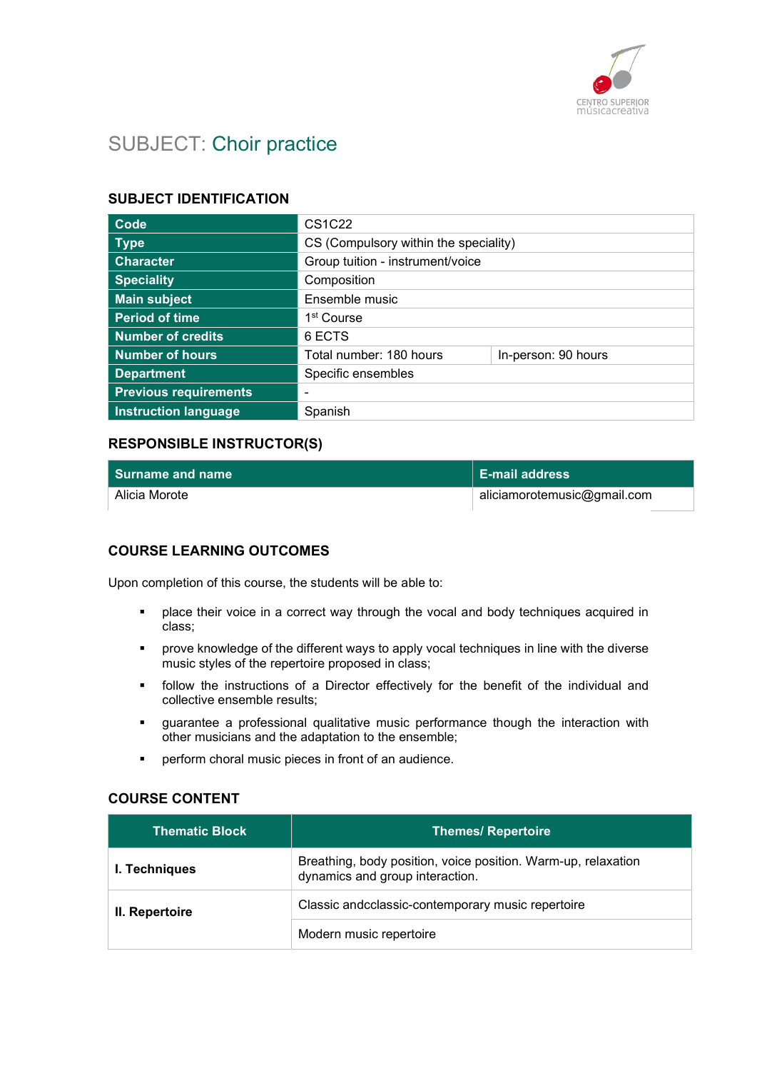# SUBJECT: Choir practice

## SUBJECT IDENTIFICATION

| Code | CS1C22 | |
|---|---|---|
| Type | CS (Compulsory within the speciality) | |
| Character | Group tuition - instrument/voice | |
| Speciality | Composition | |
| Main subject | Ensemble music | |
| Period of time | 1st Course | |
| Number of credits | 6 ECTS | |
| Number of hours | Total number: 180 hours | In-person: 90 hours |
| Department | Specific ensembles | |
| Previous requirements | - | |
| Instruction language | Spanish | |

## RESPONSIBLE INSTRUCTOR(S)

| Surname and name | E-mail address |
|---|---|
| Alicia Morote | aliciamorotemusic@gmail.com |

## COURSE LEARNING OUTCOMES

Upon completion of this course, the students will be able to:

- place their voice in a correct way through the vocal and body techniques acquired in class;
- prove knowledge of the different ways to apply vocal techniques in line with the diverse music styles of the repertoire proposed in class;
- follow the instructions of a Director effectively for the benefit of the individual and collective ensemble results;
- guarantee a professional qualitative music performance though the interaction with other musicians and the adaptation to the ensemble;
- perform choral music pieces in front of an audience.

## COURSE CONTENT

| Thematic Block | Themes/ Repertoire |
|---|---|
| **I. Techniques** | Breathing, body position, voice position. Warm-up, relaxation dynamics and group interaction. |
| **II. Repertoire** | Classic andcclassic-contemporary music repertoire |
| | Modern music repertoire |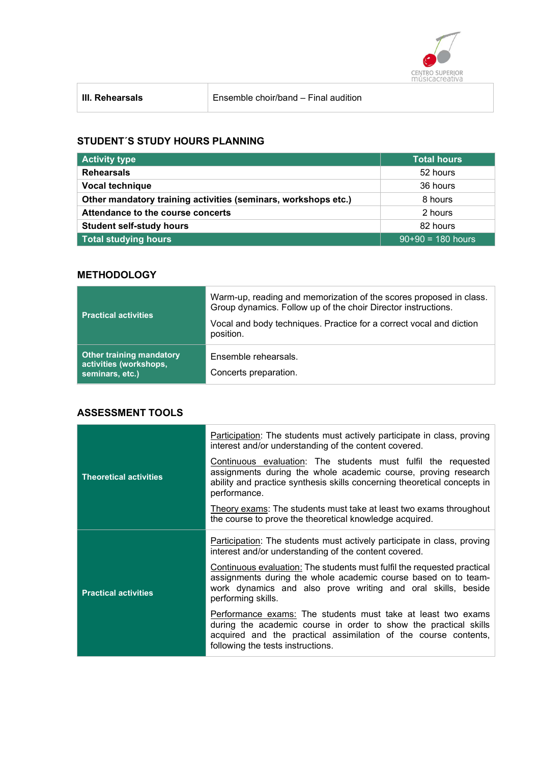| III. Rehearsals | Ensemble choir/band – Final audition |
|---|---|

## STUDENT´S STUDY HOURS PLANNING

| Activity type | Total hours |
|---|---|
| **Rehearsals** | 52 hours |
| **Vocal technique** | 36 hours |
| **Other mandatory training activities (seminars, workshops etc.)** | 8 hours |
| **Attendance to the course concerts** | 2 hours |
| **Student self-study hours** | 82 hours |
| **Total studying hours** | 90+90 = 180 hours |

## METHODOLOGY

| | |
|---|---|
| **Practical activities** | Warm-up, reading and memorization of the scores proposed in class. Group dynamics. Follow up of the choir Director instructions. Vocal and body techniques. Practice for a correct vocal and diction position. |
| **Other training mandatory activities (workshops, seminars, etc.)** | Ensemble rehearsals. Concerts preparation. |

## ASSESSMENT TOOLS

| | |
|---|---|
| **Theoretical activities** | Participation: The students must actively participate in class, proving interest and/or understanding of the content covered. Continuous evaluation: The students must fulfil the requested assignments during the whole academic course, proving research ability and practice synthesis skills concerning theoretical concepts in performance. Theory exams: The students must take at least two exams throughout the course to prove the theoretical knowledge acquired. |
| **Practical activities** | Participation: The students must actively participate in class, proving interest and/or understanding of the content covered. Continuous evaluation: The students must fulfil the requested practical assignments during the whole academic course based on to team-work dynamics and also prove writing and oral skills, beside performing skills. Performance exams: The students must take at least two exams during the academic course in order to show the practical skills acquired and the practical assimilation of the course contents, following the tests instructions. |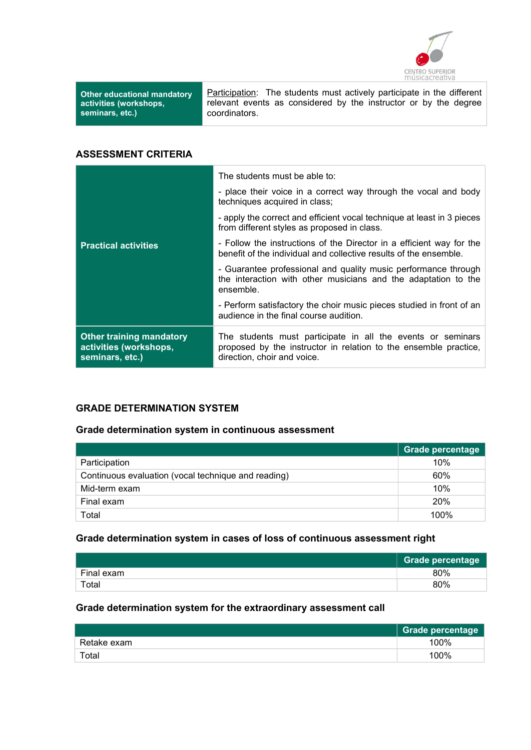| Other educational mandatory activities (workshops, seminars, etc.) | Participation: The students must actively participate in the different relevant events as considered by the instructor or by the degree coordinators. |
|---|---|

## ASSESSMENT CRITERIA

| | |
|---|---|
| **Practical activities** | The students must be able to:<br><br>- place their voice in a correct way through the vocal and body techniques acquired in class;<br><br>- apply the correct and efficient vocal technique at least in 3 pieces from different styles as proposed in class.<br><br>- Follow the instructions of the Director in a efficient way for the benefit of the individual and collective results of the ensemble.<br><br>- Guarantee professional and quality music performance through the interaction with other musicians and the adaptation to the ensemble.<br><br>- Perform satisfactory the choir music pieces studied in front of an audience in the final course audition. |
| **Other training mandatory activities (workshops, seminars, etc.)** | The students must participate in all the events or seminars proposed by the instructor in relation to the ensemble practice, direction, choir and voice. |

## GRADE DETERMINATION SYSTEM

### Grade determination system in continuous assessment

| | Grade percentage |
|---|---|
| Participation | 10% |
| Continuous evaluation (vocal technique and reading) | 60% |
| Mid-term exam | 10% |
| Final exam | 20% |
| Total | 100% |

### Grade determination system in cases of loss of continuous assessment right

| | Grade percentage |
|---|---|
| Final exam | 80% |
| Total | 80% |

### Grade determination system for the extraordinary assessment call

| | Grade percentage |
|---|---|
| Retake exam | 100% |
| Total | 100% |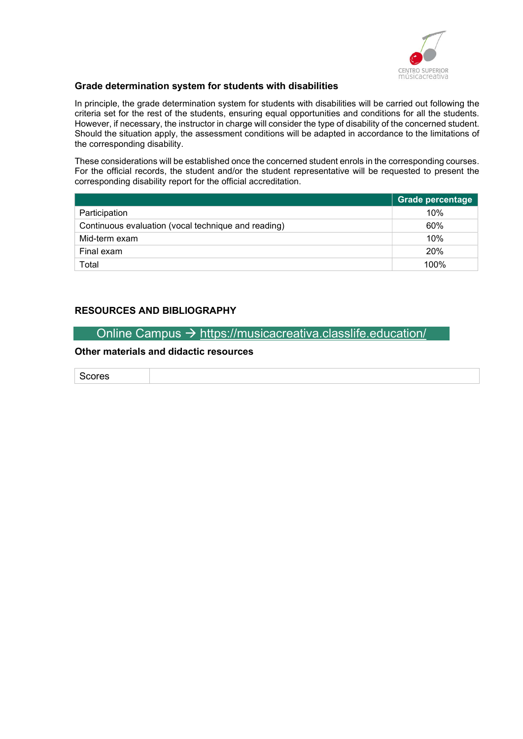### Grade determination system for students with disabilities

In principle, the grade determination system for students with disabilities will be carried out following the criteria set for the rest of the students, ensuring equal opportunities and conditions for all the students. However, if necessary, the instructor in charge will consider the type of disability of the concerned student. Should the situation apply, the assessment conditions will be adapted in accordance to the limitations of the corresponding disability.

These considerations will be established once the concerned student enrols in the corresponding courses. For the official records, the student and/or the student representative will be requested to present the corresponding disability report for the official accreditation.

| | Grade percentage |
|---|---|
| Participation | 10% |
| Continuous evaluation (vocal technique and reading) | 60% |
| Mid-term exam | 10% |
| Final exam | 20% |
| Total | 100% |

## RESOURCES AND BIBLIOGRAPHY

Online Campus → https://musicacreativa.classlife.education/

### Other materials and didactic resources

| | |
|---|---|
| Scores | |